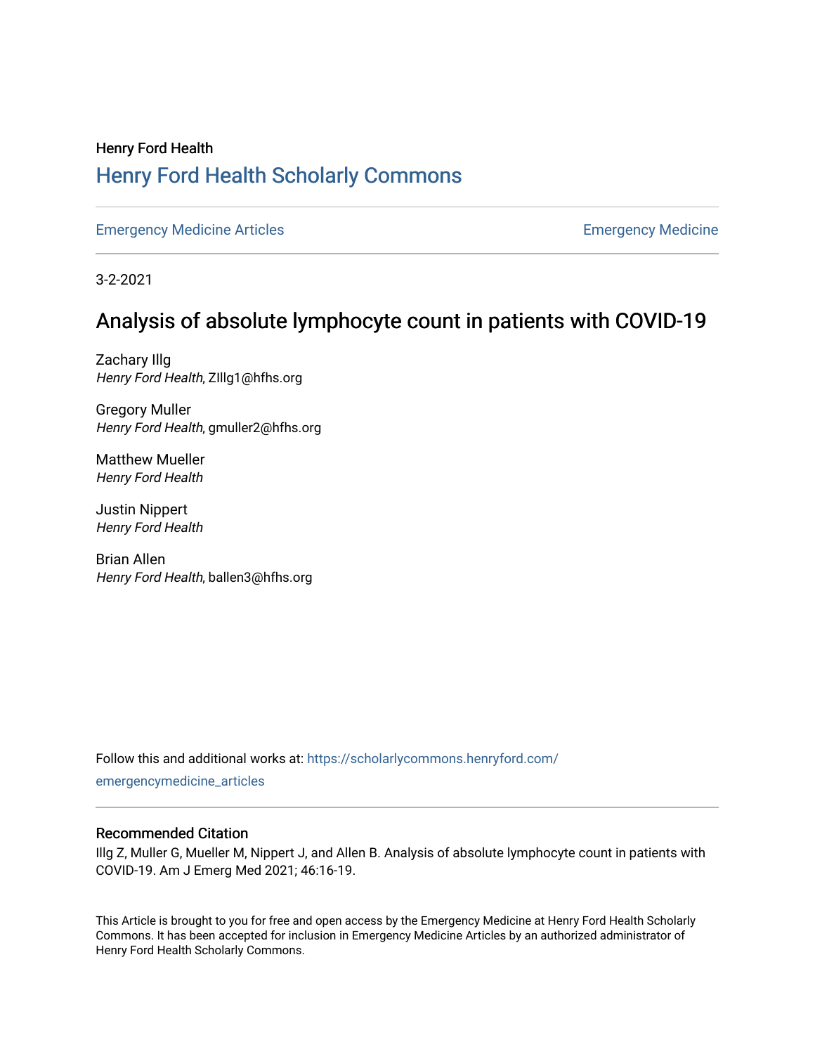Henry Ford Health

## Henry Ford Health Scholarly Commons

Emergency Medicine Articles | Emergency Medicine

3-2-2021

# Analysis of absolute lymphocyte count in patients with COVID-19

Zachary Illg
*Henry Ford Health*, ZIllg1@hfhs.org

Gregory Muller
*Henry Ford Health*, gmuller2@hfhs.org

Matthew Mueller
*Henry Ford Health*

Justin Nippert
*Henry Ford Health*

Brian Allen
*Henry Ford Health*, ballen3@hfhs.org

Follow this and additional works at: https://scholarlycommons.henryford.com/emergencymedicine_articles

### Recommended Citation

Illg Z, Muller G, Mueller M, Nippert J, and Allen B. Analysis of absolute lymphocyte count in patients with COVID-19. Am J Emerg Med 2021; 46:16-19.

This Article is brought to you for free and open access by the Emergency Medicine at Henry Ford Health Scholarly Commons. It has been accepted for inclusion in Emergency Medicine Articles by an authorized administrator of Henry Ford Health Scholarly Commons.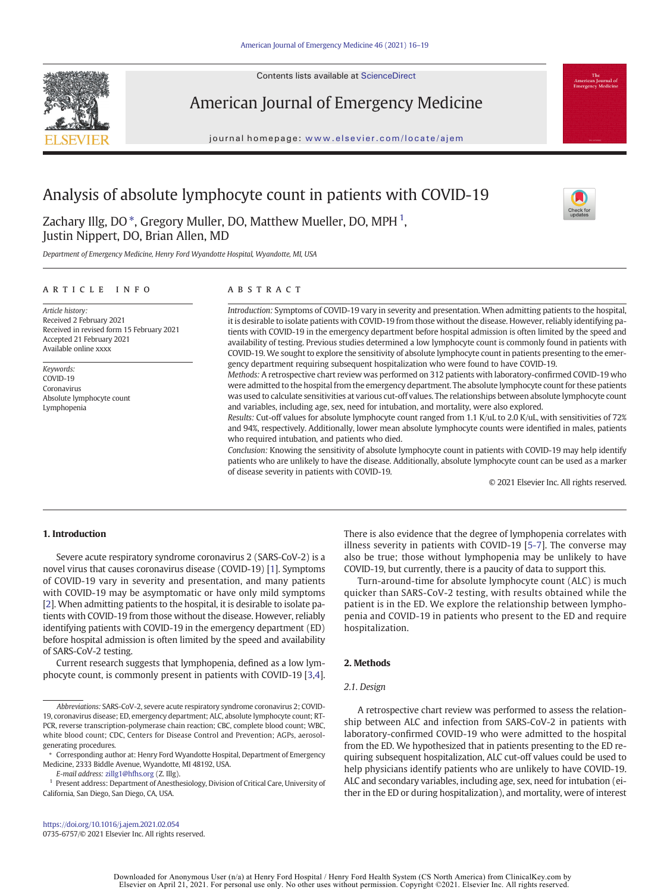# Analysis of absolute lymphocyte count in patients with COVID-19

Zachary Illg, DO *, Gregory Muller, DO, Matthew Mueller, DO, MPH [1], Justin Nippert, DO, Brian Allen, MD

*Department of Emergency Medicine, Henry Ford Wyandotte Hospital, Wyandotte, MI, USA*

## ARTICLE INFO

*Article history:*
Received 2 February 2021
Received in revised form 15 February 2021
Accepted 21 February 2021
Available online xxxx

*Keywords:*
COVID-19
Coronavirus
Absolute lymphocyte count
Lymphopenia

## ABSTRACT

*Introduction:* Symptoms of COVID-19 vary in severity and presentation. When admitting patients to the hospital, it is desirable to isolate patients with COVID-19 from those without the disease. However, reliably identifying patients with COVID-19 in the emergency department before hospital admission is often limited by the speed and availability of testing. Previous studies determined a low lymphocyte count is commonly found in patients with COVID-19. We sought to explore the sensitivity of absolute lymphocyte count in patients presenting to the emergency department requiring subsequent hospitalization who were found to have COVID-19.

*Methods:* A retrospective chart review was performed on 312 patients with laboratory-confirmed COVID-19 who were admitted to the hospital from the emergency department. The absolute lymphocyte count for these patients was used to calculate sensitivities at various cut-off values. The relationships between absolute lymphocyte count and variables, including age, sex, need for intubation, and mortality, were also explored.

*Results:* Cut-off values for absolute lymphocyte count ranged from 1.1 K/uL to 2.0 K/uL, with sensitivities of 72% and 94%, respectively. Additionally, lower mean absolute lymphocyte counts were identified in males, patients who required intubation, and patients who died.

*Conclusion:* Knowing the sensitivity of absolute lymphocyte count in patients with COVID-19 may help identify patients who are unlikely to have the disease. Additionally, absolute lymphocyte count can be used as a marker of disease severity in patients with COVID-19.

© 2021 Elsevier Inc. All rights reserved.

## 1. Introduction

Severe acute respiratory syndrome coronavirus 2 (SARS-CoV-2) is a novel virus that causes coronavirus disease (COVID-19) [1]. Symptoms of COVID-19 vary in severity and presentation, and many patients with COVID-19 may be asymptomatic or have only mild symptoms [2]. When admitting patients to the hospital, it is desirable to isolate patients with COVID-19 from those without the disease. However, reliably identifying patients with COVID-19 in the emergency department (ED) before hospital admission is often limited by the speed and availability of SARS-CoV-2 testing.

Current research suggests that lymphopenia, defined as a low lymphocyte count, is commonly present in patients with COVID-19 [3,4]. There is also evidence that the degree of lymphopenia correlates with illness severity in patients with COVID-19 [5-7]. The converse may also be true; those without lymphopenia may be unlikely to have COVID-19, but currently, there is a paucity of data to support this.

Turn-around-time for absolute lymphocyte count (ALC) is much quicker than SARS-CoV-2 testing, with results obtained while the patient is in the ED. We explore the relationship between lymphopenia and COVID-19 in patients who present to the ED and require hospitalization.

## 2. Methods

### 2.1. Design

A retrospective chart review was performed to assess the relationship between ALC and infection from SARS-CoV-2 in patients with laboratory-confirmed COVID-19 who were admitted to the hospital from the ED. We hypothesized that in patients presenting to the ED requiring subsequent hospitalization, ALC cut-off values could be used to help physicians identify patients who are unlikely to have COVID-19. ALC and secondary variables, including age, sex, need for intubation (either in the ED or during hospitalization), and mortality, were of interest

---

*Abbreviations:* SARS-CoV-2, severe acute respiratory syndrome coronavirus 2; COVID-19, coronavirus disease; ED, emergency department; ALC, absolute lymphocyte count; RT-PCR, reverse transcription-polymerase chain reaction; CBC, complete blood count; WBC, white blood count; CDC, Centers for Disease Control and Prevention; AGPs, aerosol-generating procedures.

\* Corresponding author at: Henry Ford Wyandotte Hospital, Department of Emergency Medicine, 2333 Biddle Avenue, Wyandotte, MI 48192, USA.

*E-mail address:* zillg1@hfhs.org (Z. Illg).

[1] Present address: Department of Anesthesiology, Division of Critical Care, University of California, San Diego, San Diego, CA, USA.

https://doi.org/10.1016/j.ajem.2021.02.054
0735-6757/© 2021 Elsevier Inc. All rights reserved.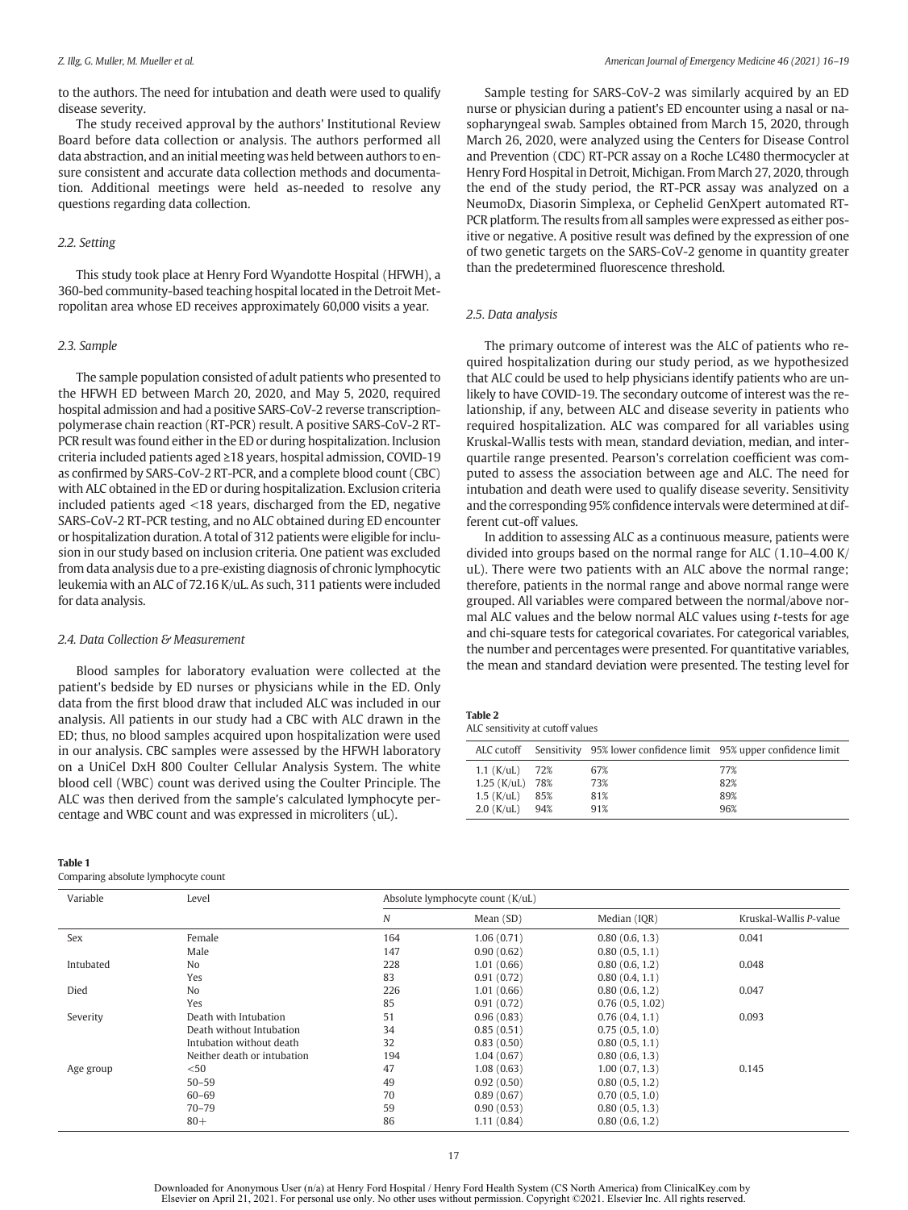to the authors. The need for intubation and death were used to qualify disease severity.

The study received approval by the authors' Institutional Review Board before data collection or analysis. The authors performed all data abstraction, and an initial meeting was held between authors to ensure consistent and accurate data collection methods and documentation. Additional meetings were held as-needed to resolve any questions regarding data collection.

### *2.2. Setting*

This study took place at Henry Ford Wyandotte Hospital (HFWH), a 360-bed community-based teaching hospital located in the Detroit Metropolitan area whose ED receives approximately 60,000 visits a year.

### *2.3. Sample*

The sample population consisted of adult patients who presented to the HFWH ED between March 20, 2020, and May 5, 2020, required hospital admission and had a positive SARS-CoV-2 reverse transcription-polymerase chain reaction (RT-PCR) result. A positive SARS-CoV-2 RT-PCR result was found either in the ED or during hospitalization. Inclusion criteria included patients aged ≥18 years, hospital admission, COVID-19 as confirmed by SARS-CoV-2 RT-PCR, and a complete blood count (CBC) with ALC obtained in the ED or during hospitalization. Exclusion criteria included patients aged <18 years, discharged from the ED, negative SARS-CoV-2 RT-PCR testing, and no ALC obtained during ED encounter or hospitalization duration. A total of 312 patients were eligible for inclusion in our study based on inclusion criteria. One patient was excluded from data analysis due to a pre-existing diagnosis of chronic lymphocytic leukemia with an ALC of 72.16 K/uL. As such, 311 patients were included for data analysis.

### *2.4. Data Collection & Measurement*

Blood samples for laboratory evaluation were collected at the patient's bedside by ED nurses or physicians while in the ED. Only data from the first blood draw that included ALC was included in our analysis. All patients in our study had a CBC with ALC drawn in the ED; thus, no blood samples acquired upon hospitalization were used in our analysis. CBC samples were assessed by the HFWH laboratory on a UniCel DxH 800 Coulter Cellular Analysis System. The white blood cell (WBC) count was derived using the Coulter Principle. The ALC was then derived from the sample's calculated lymphocyte percentage and WBC count and was expressed in microliters (uL).

Sample testing for SARS-CoV-2 was similarly acquired by an ED nurse or physician during a patient's ED encounter using a nasal or nasopharyngeal swab. Samples obtained from March 15, 2020, through March 26, 2020, were analyzed using the Centers for Disease Control and Prevention (CDC) RT-PCR assay on a Roche LC480 thermocycler at Henry Ford Hospital in Detroit, Michigan. From March 27, 2020, through the end of the study period, the RT-PCR assay was analyzed on a NeumoDx, Diasorin Simplexa, or Cepheid GenXpert automated RT-PCR platform. The results from all samples were expressed as either positive or negative. A positive result was defined by the expression of one of two genetic targets on the SARS-CoV-2 genome in quantity greater than the predetermined fluorescence threshold.

### *2.5. Data analysis*

The primary outcome of interest was the ALC of patients who required hospitalization during our study period, as we hypothesized that ALC could be used to help physicians identify patients who are unlikely to have COVID-19. The secondary outcome of interest was the relationship, if any, between ALC and disease severity in patients who required hospitalization. ALC was compared for all variables using Kruskal-Wallis tests with mean, standard deviation, median, and interquartile range presented. Pearson's correlation coefficient was computed to assess the association between age and ALC. The need for intubation and death were used to qualify disease severity. Sensitivity and the corresponding 95% confidence intervals were determined at different cut-off values.

In addition to assessing ALC as a continuous measure, patients were divided into groups based on the normal range for ALC (1.10–4.00 K/uL). There were two patients with an ALC above the normal range; therefore, patients in the normal range and above normal range were grouped. All variables were compared between the normal/above normal ALC values and the below normal ALC values using *t*-tests for age and chi-square tests for categorical covariates. For categorical variables, the number and percentages were presented. For quantitative variables, the mean and standard deviation were presented. The testing level for

**Table 2**
ALC sensitivity at cutoff values

| ALC cutoff | Sensitivity | 95% lower confidence limit | 95% upper confidence limit |
|---|---|---|---|
| 1.1 (K/uL) | 72% | 67% | 77% |
| 1.25 (K/uL) | 78% | 73% | 82% |
| 1.5 (K/uL) | 85% | 81% | 89% |
| 2.0 (K/uL) | 94% | 91% | 96% |

**Table 1**
Comparing absolute lymphocyte count

| Variable | Level | Absolute lymphocyte count (K/uL) | | | |
|---|---|---|---|---|---|
| | | *N* | Mean (SD) | Median (IQR) | Kruskal-Wallis *P*-value |
| Sex | Female | 164 | 1.06 (0.71) | 0.80 (0.6, 1.3) | 0.041 |
| | Male | 147 | 0.90 (0.62) | 0.80 (0.5, 1.1) | |
| Intubated | No | 228 | 1.01 (0.66) | 0.80 (0.6, 1.2) | 0.048 |
| | Yes | 83 | 0.91 (0.72) | 0.80 (0.4, 1.1) | |
| Died | No | 226 | 1.01 (0.66) | 0.80 (0.6, 1.2) | 0.047 |
| | Yes | 85 | 0.91 (0.72) | 0.76 (0.5, 1.02) | |
| Severity | Death with Intubation | 51 | 0.96 (0.83) | 0.76 (0.4, 1.1) | 0.093 |
| | Death without Intubation | 34 | 0.85 (0.51) | 0.75 (0.5, 1.0) | |
| | Intubation without death | 32 | 0.83 (0.50) | 0.80 (0.5, 1.1) | |
| | Neither death or intubation | 194 | 1.04 (0.67) | 0.80 (0.6, 1.3) | |
| Age group | <50 | 47 | 1.08 (0.63) | 1.00 (0.7, 1.3) | 0.145 |
| | 50–59 | 49 | 0.92 (0.50) | 0.80 (0.5, 1.2) | |
| | 60–69 | 70 | 0.89 (0.67) | 0.70 (0.5, 1.0) | |
| | 70–79 | 59 | 0.90 (0.53) | 0.80 (0.5, 1.3) | |
| | 80+ | 86 | 1.11 (0.84) | 0.80 (0.6, 1.2) | |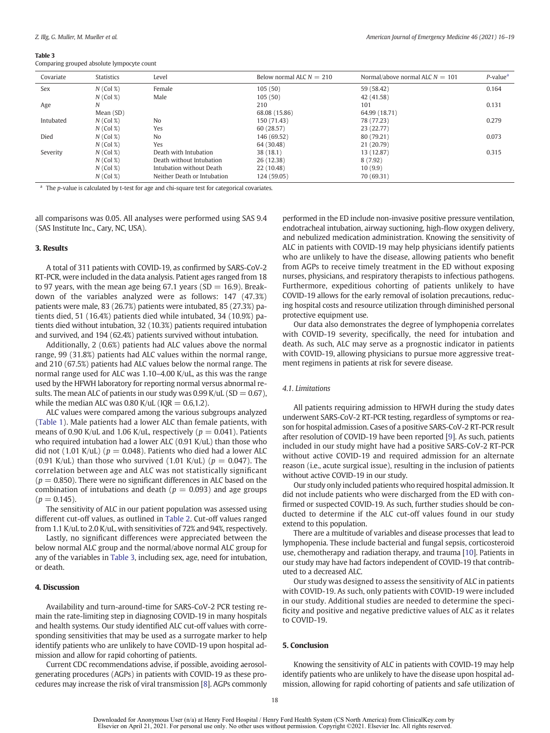**Table 3**
Comparing grouped absolute lympocyte count

| Covariate | Statistics | Level | Below normal ALC $N = 210$ | Normal/above normal ALC $N = 101$ | $P$-value[a] |
|---|---|---|---|---|---|
| Sex | $N$ (Col %) | Female | 105 (50) | 59 (58.42) | 0.164 |
| | $N$ (Col %) | Male | 105 (50) | 42 (41.58) | |
| Age | $N$ | | 210 | 101 | 0.131 |
| | Mean (SD) | | 68.08 (15.86) | 64.99 (18.71) | |
| Intubated | $N$ (Col %) | No | 150 (71.43) | 78 (77.23) | 0.279 |
| | $N$ (Col %) | Yes | 60 (28.57) | 23 (22.77) | |
| Died | $N$ (Col %) | No | 146 (69.52) | 80 (79.21) | 0.073 |
| | $N$ (Col %) | Yes | 64 (30.48) | 21 (20.79) | |
| Severity | $N$ (Col %) | Death with Intubation | 38 (18.1) | 13 (12.87) | 0.315 |
| | $N$ (Col %) | Death without Intubation | 26 (12.38) | 8 (7.92) | |
| | $N$ (Col %) | Intubation without Death | 22 (10.48) | 10 (9.9) | |
| | $N$ (Col %) | Neither Death or Intubation | 124 (59.05) | 70 (69.31) | |

[a] The $p$-value is calculated by t-test for age and chi-square test for categorical covariates.

all comparisons was 0.05. All analyses were performed using SAS 9.4 (SAS Institute Inc., Cary, NC, USA).

## 3. Results

A total of 311 patients with COVID-19, as confirmed by SARS-CoV-2 RT-PCR, were included in the data analysis. Patient ages ranged from 18 to 97 years, with the mean age being 67.1 years (SD = 16.9). Breakdown of the variables analyzed were as follows: 147 (47.3%) patients were male, 83 (26.7%) patients were intubated, 85 (27.3%) patients died, 51 (16.4%) patients died while intubated, 34 (10.9%) patients died without intubation, 32 (10.3%) patients required intubation and survived, and 194 (62.4%) patients survived without intubation.

Additionally, 2 (0.6%) patients had ALC values above the normal range, 99 (31.8%) patients had ALC values within the normal range, and 210 (67.5%) patients had ALC values below the normal range. The normal range used for ALC was 1.10–4.00 K/uL, as this was the range used by the HFWH laboratory for reporting normal versus abnormal results. The mean ALC of patients in our study was 0.99 K/uL (SD = 0.67), while the median ALC was 0.80 K/uL (IQR = 0.6,1.2).

ALC values were compared among the various subgroups analyzed (Table 1). Male patients had a lower ALC than female patients, with means of 0.90 K/uL and 1.06 K/uL, respectively ($p = 0.041$). Patients who required intubation had a lower ALC (0.91 K/uL) than those who did not (1.01 K/uL) ($p = 0.048$). Patients who died had a lower ALC (0.91 K/uL) than those who survived (1.01 K/uL) ($p = 0.047$). The correlation between age and ALC was not statistically significant ($p = 0.850$). There were no significant differences in ALC based on the combination of intubations and death ($p = 0.093$) and age groups ($p = 0.145$).

The sensitivity of ALC in our patient population was assessed using different cut-off values, as outlined in Table 2. Cut-off values ranged from 1.1 K/uL to 2.0 K/uL, with sensitivities of 72% and 94%, respectively.

Lastly, no significant differences were appreciated between the below normal ALC group and the normal/above normal ALC group for any of the variables in Table 3, including sex, age, need for intubation, or death.

## 4. Discussion

Availability and turn-around-time for SARS-CoV-2 PCR testing remain the rate-limiting step in diagnosing COVID-19 in many hospitals and health systems. Our study identified ALC cut-off values with corresponding sensitivities that may be used as a surrogate marker to help identify patients who are unlikely to have COVID-19 upon hospital admission and allow for rapid cohorting of patients.

Current CDC recommendations advise, if possible, avoiding aerosol-generating procedures (AGPs) in patients with COVID-19 as these procedures may increase the risk of viral transmission [8]. AGPs commonly performed in the ED include non-invasive positive pressure ventilation, endotracheal intubation, airway suctioning, high-flow oxygen delivery, and nebulized medication administration. Knowing the sensitivity of ALC in patients with COVID-19 may help physicians identify patients who are unlikely to have the disease, allowing patients who benefit from AGPs to receive timely treatment in the ED without exposing nurses, physicians, and respiratory therapists to infectious pathogens. Furthermore, expeditious cohorting of patients unlikely to have COVID-19 allows for the early removal of isolation precautions, reducing hospital costs and resource utilization through diminished personal protective equipment use.

Our data also demonstrates the degree of lymphopenia correlates with COVID-19 severity, specifically, the need for intubation and death. As such, ALC may serve as a prognostic indicator in patients with COVID-19, allowing physicians to pursue more aggressive treatment regimens in patients at risk for severe disease.

### 4.1. Limitations

All patients requiring admission to HFWH during the study dates underwent SARS-CoV-2 RT-PCR testing, regardless of symptoms or reason for hospital admission. Cases of a positive SARS-CoV-2 RT-PCR result after resolution of COVID-19 have been reported [9]. As such, patients included in our study might have had a positive SARS-CoV-2 RT-PCR without active COVID-19 and required admission for an alternate reason (i.e., acute surgical issue), resulting in the inclusion of patients without active COVID-19 in our study.

Our study only included patients who required hospital admission. It did not include patients who were discharged from the ED with confirmed or suspected COVID-19. As such, further studies should be conducted to determine if the ALC cut-off values found in our study extend to this population.

There are a multitude of variables and disease processes that lead to lymphopenia. These include bacterial and fungal sepsis, corticosteroid use, chemotherapy and radiation therapy, and trauma [10]. Patients in our study may have had factors independent of COVID-19 that contributed to a decreased ALC.

Our study was designed to assess the sensitivity of ALC in patients with COVID-19. As such, only patients with COVID-19 were included in our study. Additional studies are needed to determine the specificity and positive and negative predictive values of ALC as it relates to COVID-19.

## 5. Conclusion

Knowing the sensitivity of ALC in patients with COVID-19 may help identify patients who are unlikely to have the disease upon hospital admission, allowing for rapid cohorting of patients and safe utilization of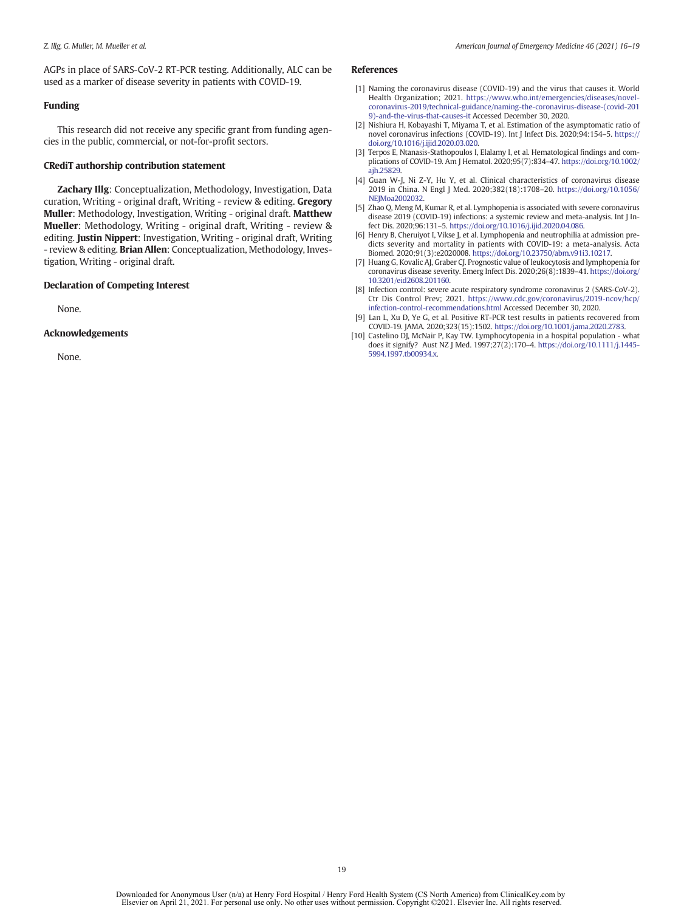AGPs in place of SARS-CoV-2 RT-PCR testing. Additionally, ALC can be used as a marker of disease severity in patients with COVID-19.

## Funding

This research did not receive any specific grant from funding agencies in the public, commercial, or not-for-profit sectors.

## CRediT authorship contribution statement

**Zachary Illg**: Conceptualization, Methodology, Investigation, Data curation, Writing - original draft, Writing - review & editing. **Gregory Muller**: Methodology, Investigation, Writing - original draft. **Matthew Mueller**: Methodology, Writing - original draft, Writing - review & editing. **Justin Nippert**: Investigation, Writing - original draft, Writing - review & editing. **Brian Allen**: Conceptualization, Methodology, Investigation, Writing - original draft.

## Declaration of Competing Interest

None.

## Acknowledgements

None.

## References

[1] Naming the coronavirus disease (COVID-19) and the virus that causes it. World Health Organization; 2021. https://www.who.int/emergencies/diseases/novel-coronavirus-2019/technical-guidance/naming-the-coronavirus-disease-(covid-2019)-and-the-virus-that-causes-it Accessed December 30, 2020.

[2] Nishiura H, Kobayashi T, Miyama T, et al. Estimation of the asymptomatic ratio of novel coronavirus infections (COVID-19). Int J Infect Dis. 2020;94:154–5. https://doi.org/10.1016/j.ijid.2020.03.020.

[3] Terpos E, Ntanasis-Stathopoulos I, Elalamy I, et al. Hematological findings and complications of COVID-19. Am J Hematol. 2020;95(7):834–47. https://doi.org/10.1002/ajh.25829.

[4] Guan W-J, Ni Z-Y, Hu Y, et al. Clinical characteristics of coronavirus disease 2019 in China. N Engl J Med. 2020;382(18):1708–20. https://doi.org/10.1056/NEJMoa2002032.

[5] Zhao Q, Meng M, Kumar R, et al. Lymphopenia is associated with severe coronavirus disease 2019 (COVID-19) infections: a systemic review and meta-analysis. Int J Infect Dis. 2020;96:131–5. https://doi.org/10.1016/j.ijid.2020.04.086.

[6] Henry B, Cheruiyot I, Vikse J, et al. Lymphopenia and neutrophilia at admission predicts severity and mortality in patients with COVID-19: a meta-analysis. Acta Biomed. 2020;91(3):e2020008. https://doi.org/10.23750/abm.v91i3.10217.

[7] Huang G, Kovalic AJ, Graber CJ. Prognostic value of leukocytosis and lymphopenia for coronavirus disease severity. Emerg Infect Dis. 2020;26(8):1839–41. https://doi.org/10.3201/eid2608.201160.

[8] Infection control: severe acute respiratory syndrome coronavirus 2 (SARS-CoV-2). Ctr Dis Control Prev; 2021. https://www.cdc.gov/coronavirus/2019-ncov/hcp/infection-control-recommendations.html Accessed December 30, 2020.

[9] Lan L, Xu D, Ye G, et al. Positive RT-PCR test results in patients recovered from COVID-19. JAMA. 2020;323(15):1502. https://doi.org/10.1001/jama.2020.2783.

[10] Castelino DJ, McNair P, Kay TW. Lymphocytopenia in a hospital population - what does it signify? Aust NZ J Med. 1997;27(2):170–4. https://doi.org/10.1111/j.1445-5994.1997.tb00934.x.